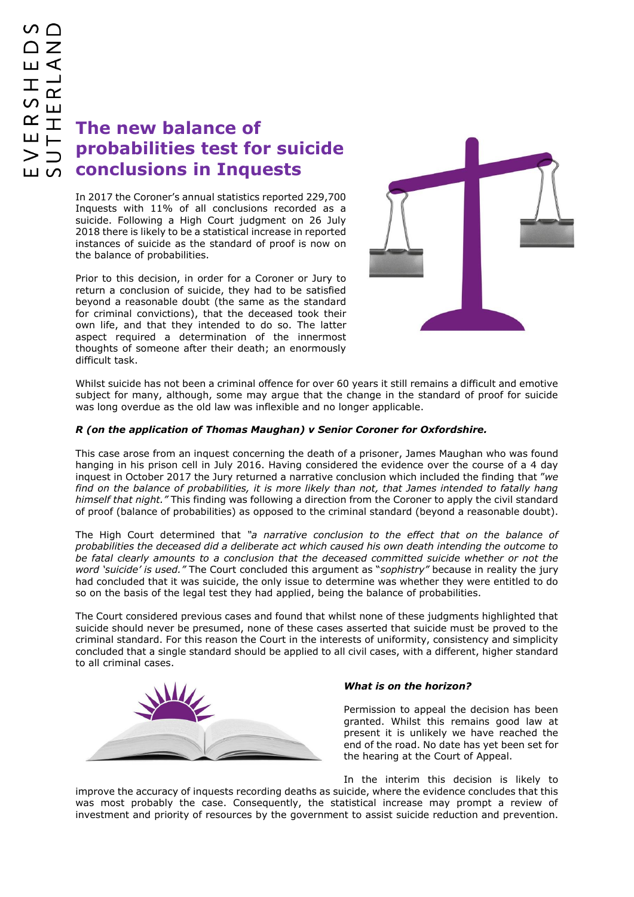# The new balance of probabilities test for suicide conclusions in Inquests

In 2017 the Coroner's annual statistics reported 229,700 Inquests with 11% of all conclusions recorded as a suicide. Following a High Court judgment on 26 July 2018 there is likely to be a statistical increase in reported instances of suicide as the standard of proof is now on the balance of probabilities.

Prior to this decision, in order for a Coroner or Jury to return a conclusion of suicide, they had to be satisfied beyond a reasonable doubt (the same as the standard for criminal convictions), that the deceased took their own life, and that they intended to do so. The latter aspect required a determination of the innermost thoughts of someone after their death; an enormously difficult task.

Whilst suicide has not been a criminal offence for over 60 years it still remains a difficult and emotive subject for many, although, some may argue that the change in the standard of proof for suicide was long overdue as the old law was inflexible and no longer applicable.

***R (on the application of Thomas Maughan) v Senior Coroner for Oxfordshire.***

This case arose from an inquest concerning the death of a prisoner, James Maughan who was found hanging in his prison cell in July 2016. Having considered the evidence over the course of a 4 day inquest in October 2017 the Jury returned a narrative conclusion which included the finding that *"we find on the balance of probabilities, it is more likely than not, that James intended to fatally hang himself that night."* This finding was following a direction from the Coroner to apply the civil standard of proof (balance of probabilities) as opposed to the criminal standard (beyond a reasonable doubt).

The High Court determined that *"a narrative conclusion to the effect that on the balance of probabilities the deceased did a deliberate act which caused his own death intending the outcome to be fatal clearly amounts to a conclusion that the deceased committed suicide whether or not the word 'suicide' is used."* The Court concluded this argument as "*sophistry"* because in reality the jury had concluded that it was suicide, the only issue to determine was whether they were entitled to do so on the basis of the legal test they had applied, being the balance of probabilities.

The Court considered previous cases and found that whilst none of these judgments highlighted that suicide should never be presumed, none of these cases asserted that suicide must be proved to the criminal standard. For this reason the Court in the interests of uniformity, consistency and simplicity concluded that a single standard should be applied to all civil cases, with a different, higher standard to all criminal cases.

***What is on the horizon?***

Permission to appeal the decision has been granted. Whilst this remains good law at present it is unlikely we have reached the end of the road. No date has yet been set for the hearing at the Court of Appeal.

In the interim this decision is likely to improve the accuracy of inquests recording deaths as suicide, where the evidence concludes that this was most probably the case. Consequently, the statistical increase may prompt a review of investment and priority of resources by the government to assist suicide reduction and prevention.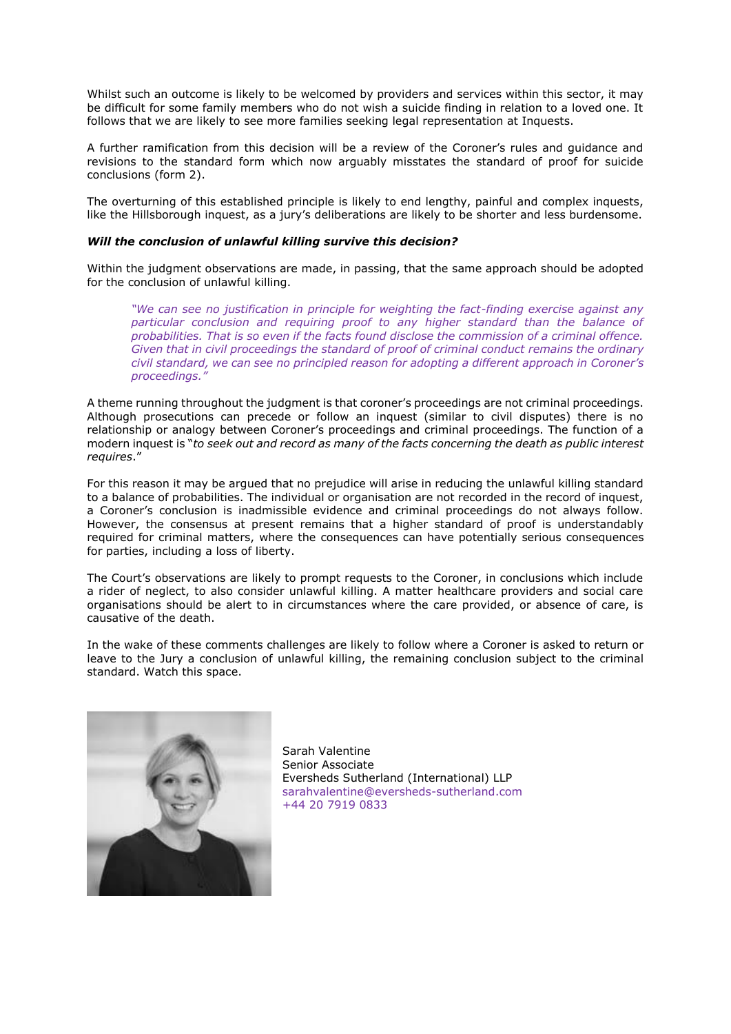Whilst such an outcome is likely to be welcomed by providers and services within this sector, it may be difficult for some family members who do not wish a suicide finding in relation to a loved one. It follows that we are likely to see more families seeking legal representation at Inquests.

A further ramification from this decision will be a review of the Coroner's rules and guidance and revisions to the standard form which now arguably misstates the standard of proof for suicide conclusions (form 2).

The overturning of this established principle is likely to end lengthy, painful and complex inquests, like the Hillsborough inquest, as a jury's deliberations are likely to be shorter and less burdensome.

***Will the conclusion of unlawful killing survive this decision?***

Within the judgment observations are made, in passing, that the same approach should be adopted for the conclusion of unlawful killing.

> *"We can see no justification in principle for weighting the fact-finding exercise against any particular conclusion and requiring proof to any higher standard than the balance of probabilities. That is so even if the facts found disclose the commission of a criminal offence. Given that in civil proceedings the standard of proof of criminal conduct remains the ordinary civil standard, we can see no principled reason for adopting a different approach in Coroner's proceedings."*

A theme running throughout the judgment is that coroner's proceedings are not criminal proceedings. Although prosecutions can precede or follow an inquest (similar to civil disputes) there is no relationship or analogy between Coroner's proceedings and criminal proceedings. The function of a modern inquest is "*to seek out and record as many of the facts concerning the death as public interest requires*."

For this reason it may be argued that no prejudice will arise in reducing the unlawful killing standard to a balance of probabilities. The individual or organisation are not recorded in the record of inquest, a Coroner's conclusion is inadmissible evidence and criminal proceedings do not always follow. However, the consensus at present remains that a higher standard of proof is understandably required for criminal matters, where the consequences can have potentially serious consequences for parties, including a loss of liberty.

The Court's observations are likely to prompt requests to the Coroner, in conclusions which include a rider of neglect, to also consider unlawful killing. A matter healthcare providers and social care organisations should be alert to in circumstances where the care provided, or absence of care, is causative of the death.

In the wake of these comments challenges are likely to follow where a Coroner is asked to return or leave to the Jury a conclusion of unlawful killing, the remaining conclusion subject to the criminal standard. Watch this space.

Sarah Valentine
Senior Associate
Eversheds Sutherland (International) LLP
sarahvalentine@eversheds-sutherland.com
+44 20 7919 0833